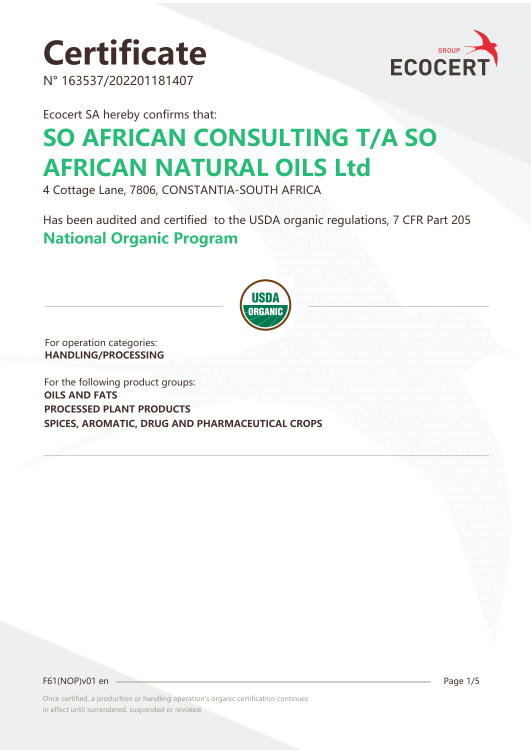# Certificate

N° 163537/202201181407

ECOCERT GROUP

Ecocert SA hereby confirms that:

## SO AFRICAN CONSULTING T/A SO AFRICAN NATURAL OILS Ltd

4 Cottage Lane, 7806, CONSTANTIA-SOUTH AFRICA

Has been audited and certified to the USDA organic regulations, 7 CFR Part 205

**National Organic Program**

USDA ORGANIC

For operation categories:

**HANDLING/PROCESSING**

For the following product groups:

**OILS AND FATS**

**PROCESSED PLANT PRODUCTS**

**SPICES, AROMATIC, DRUG AND PHARMACEUTICAL CROPS**

F61(NOP)v01 en

Once certified, a production or handling operation's organic certification continues in effect until surrendered, suspended or revoked.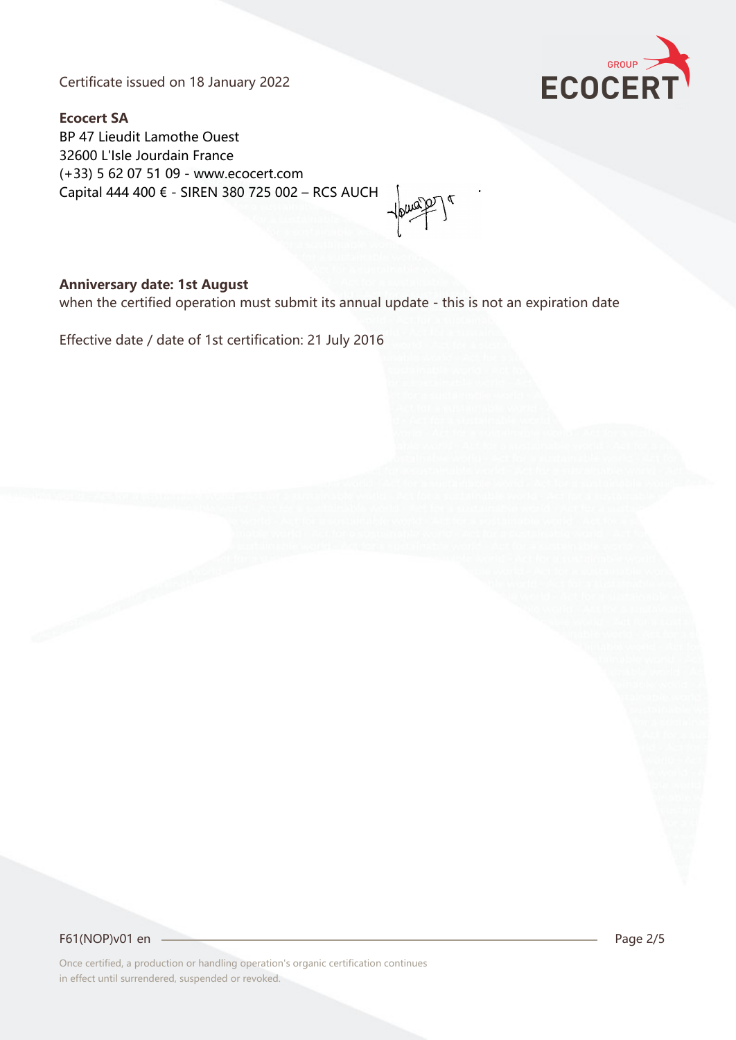Certificate issued on 18 January 2022

**Ecocert SA**
BP 47 Lieudit Lamothe Ouest
32600 L'Isle Jourdain France
(+33) 5 62 07 51 09 - www.ecocert.com
Capital 444 400 € - SIREN 380 725 002 – RCS AUCH

**Anniversary date: 1st August**
when the certified operation must submit its annual update - this is not an expiration date

Effective date / date of 1st certification: 21 July 2016

F61(NOP)v01 en

Once certified, a production or handling operation's organic certification continues in effect until surrendered, suspended or revoked.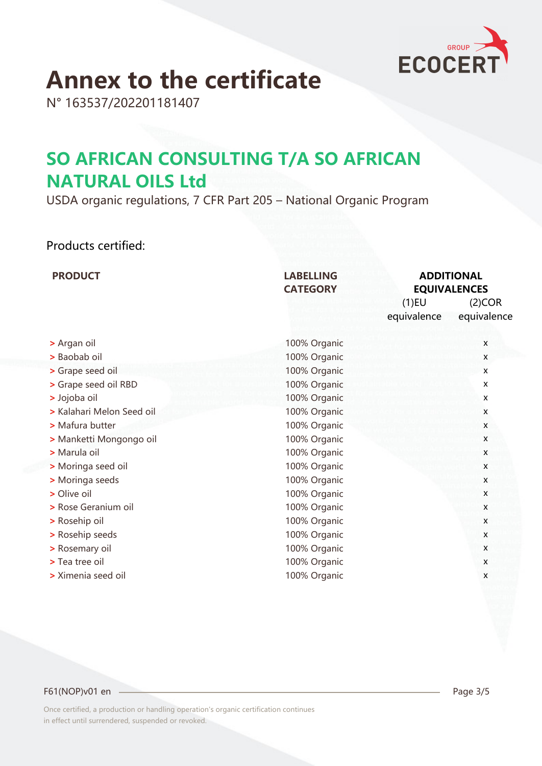# Annex to the certificate

N° 163537/202201181407

## SO AFRICAN CONSULTING T/A SO AFRICAN NATURAL OILS Ltd

USDA organic regulations, 7 CFR Part 205 – National Organic Program

Products certified:

| PRODUCT | LABELLING CATEGORY | ADDITIONAL EQUIVALENCES | |
|---|---|---|---|
| | | (1)EU equivalence | (2)COR equivalence |
| > Argan oil | 100% Organic | | x |
| > Baobab oil | 100% Organic | | x |
| > Grape seed oil | 100% Organic | | x |
| > Grape seed oil RBD | 100% Organic | | x |
| > Jojoba oil | 100% Organic | | x |
| > Kalahari Melon Seed oil | 100% Organic | | x |
| > Mafura butter | 100% Organic | | x |
| > Manketti Mongongo oil | 100% Organic | | x |
| > Marula oil | 100% Organic | | x |
| > Moringa seed oil | 100% Organic | | x |
| > Moringa seeds | 100% Organic | | x |
| > Olive oil | 100% Organic | | x |
| > Rose Geranium oil | 100% Organic | | x |
| > Rosehip oil | 100% Organic | | x |
| > Rosehip seeds | 100% Organic | | x |
| > Rosemary oil | 100% Organic | | x |
| > Tea tree oil | 100% Organic | | x |
| > Ximenia seed oil | 100% Organic | | x |

F61(NOP)v01 en

Once certified, a production or handling operation's organic certification continues in effect until surrendered, suspended or revoked.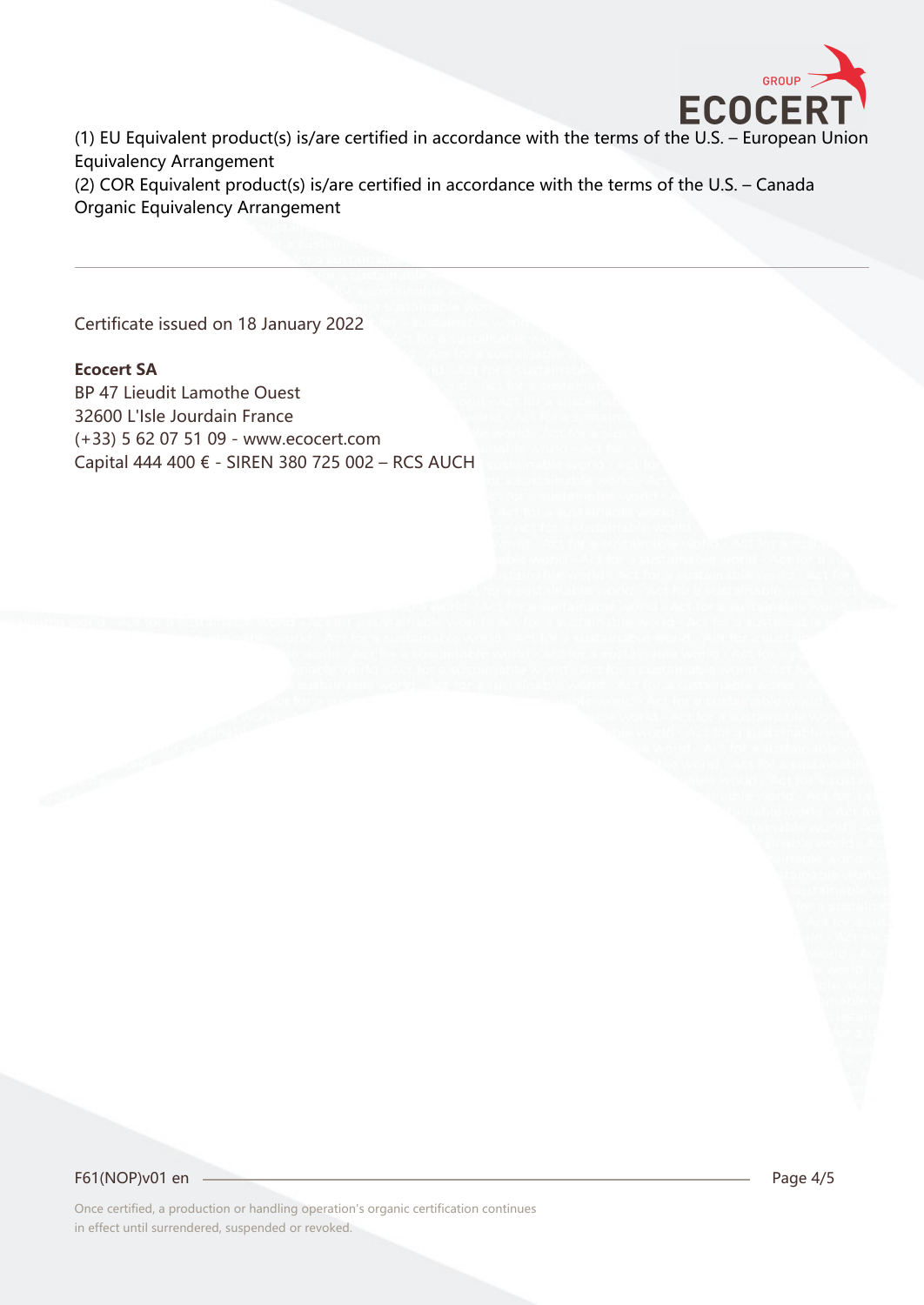(1) EU Equivalent product(s) is/are certified in accordance with the terms of the U.S. – European Union Equivalency Arrangement

(2) COR Equivalent product(s) is/are certified in accordance with the terms of the U.S. – Canada Organic Equivalency Arrangement

---

Certificate issued on 18 January 2022

**Ecocert SA**
BP 47 Lieudit Lamothe Ouest
32600 L'Isle Jourdain France
(+33) 5 62 07 51 09 - www.ecocert.com
Capital 444 400 € - SIREN 380 725 002 – RCS AUCH

F61(NOP)v01 en

Once certified, a production or handling operation's organic certification continues in effect until surrendered, suspended or revoked.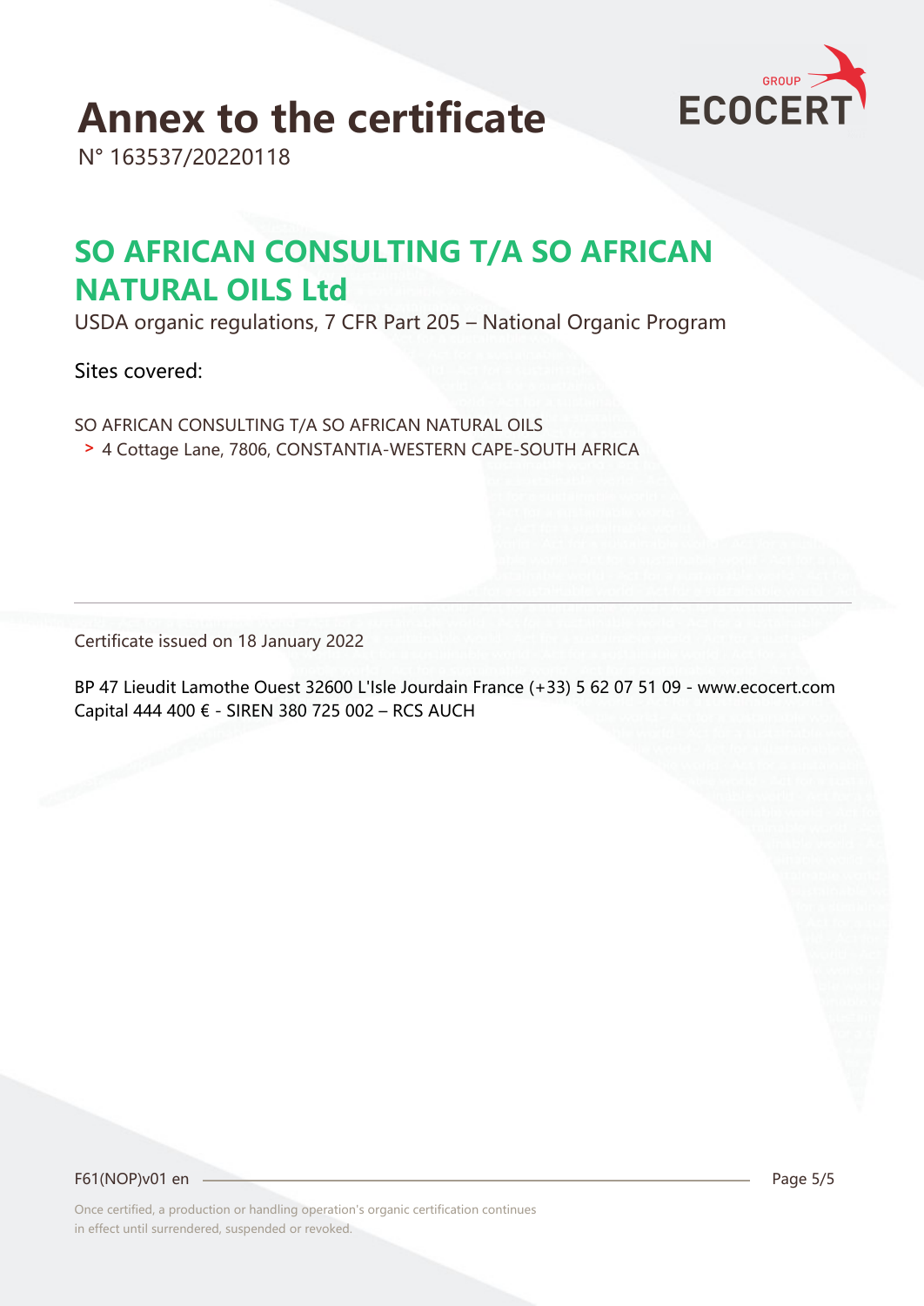# Annex to the certificate

N° 163537/20220118

## SO AFRICAN CONSULTING T/A SO AFRICAN NATURAL OILS Ltd

USDA organic regulations, 7 CFR Part 205 – National Organic Program

Sites covered:

SO AFRICAN CONSULTING T/A SO AFRICAN NATURAL OILS

> 4 Cottage Lane, 7806, CONSTANTIA-WESTERN CAPE-SOUTH AFRICA

---

Certificate issued on 18 January 2022

BP 47 Lieudit Lamothe Ouest 32600 L'Isle Jourdain France (+33) 5 62 07 51 09 - www.ecocert.com
Capital 444 400 € - SIREN 380 725 002 – RCS AUCH

F61(NOP)v01 en

Once certified, a production or handling operation's organic certification continues in effect until surrendered, suspended or revoked.